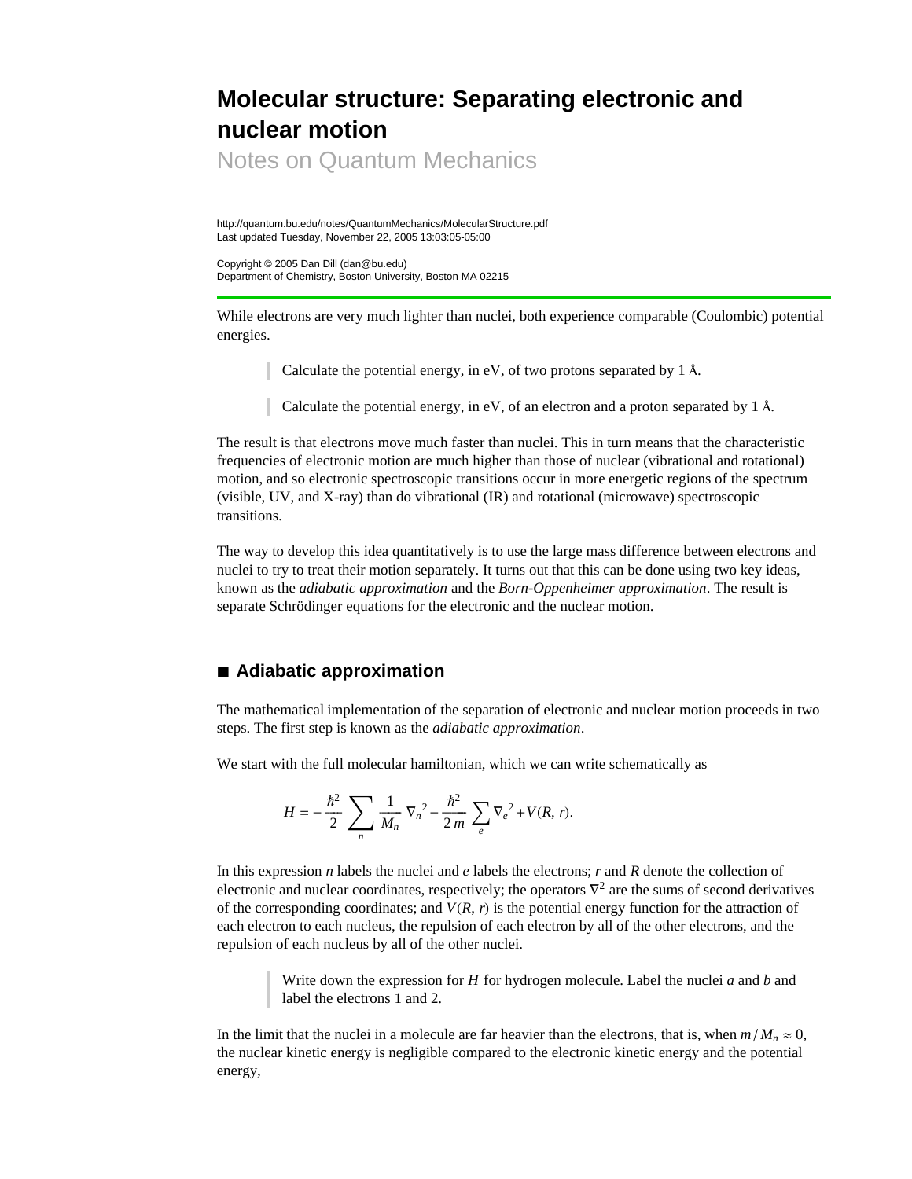# Molecular structure: Separating electronic and nuclear motion

Notes on Quantum Mechanics

http://quantum.bu.edu/notes/QuantumMechanics/MolecularStructure.pdf
Last updated Tuesday, November 22, 2005 13:03:05-05:00

Copyright © 2005 Dan Dill (dan@bu.edu)
Department of Chemistry, Boston University, Boston MA 02215

---

While electrons are very much lighter than nuclei, both experience comparable (Coulombic) potential energies.

> Calculate the potential energy, in eV, of two protons separated by 1 Å.

> Calculate the potential energy, in eV, of an electron and a proton separated by 1 Å.

The result is that electrons move much faster than nuclei. This in turn means that the characteristic frequencies of electronic motion are much higher than those of nuclear (vibrational and rotational) motion, and so electronic spectroscopic transitions occur in more energetic regions of the spectrum (visible, UV, and X-ray) than do vibrational (IR) and rotational (microwave) spectroscopic transitions.

The way to develop this idea quantitatively is to use the large mass difference between electrons and nuclei to try to treat their motion separately. It turns out that this can be done using two key ideas, known as the *adiabatic approximation* and the *Born-Oppenheimer approximation*. The result is separate Schrödinger equations for the electronic and the nuclear motion.

## ■ Adiabatic approximation

The mathematical implementation of the separation of electronic and nuclear motion proceeds in two steps. The first step is known as the *adiabatic approximation*.

We start with the full molecular hamiltonian, which we can write schematically as

$$H = -\frac{\hbar^2}{2} \sum_n \frac{1}{M_n} \nabla_n{}^2 - \frac{\hbar^2}{2\,m} \sum_e \nabla_e{}^2 + V(R,\, r).$$

In this expression $n$ labels the nuclei and $e$ labels the electrons; $r$ and $R$ denote the collection of electronic and nuclear coordinates, respectively; the operators $\nabla^2$ are the sums of second derivatives of the corresponding coordinates; and $V(R,\, r)$ is the potential energy function for the attraction of each electron to each nucleus, the repulsion of each electron by all of the other electrons, and the repulsion of each nucleus by all of the other nuclei.

> Write down the expression for $H$ for hydrogen molecule. Label the nuclei $a$ and $b$ and label the electrons 1 and 2.

In the limit that the nuclei in a molecule are far heavier than the electrons, that is, when $m / M_n \approx 0$, the nuclear kinetic energy is negligible compared to the electronic kinetic energy and the potential energy,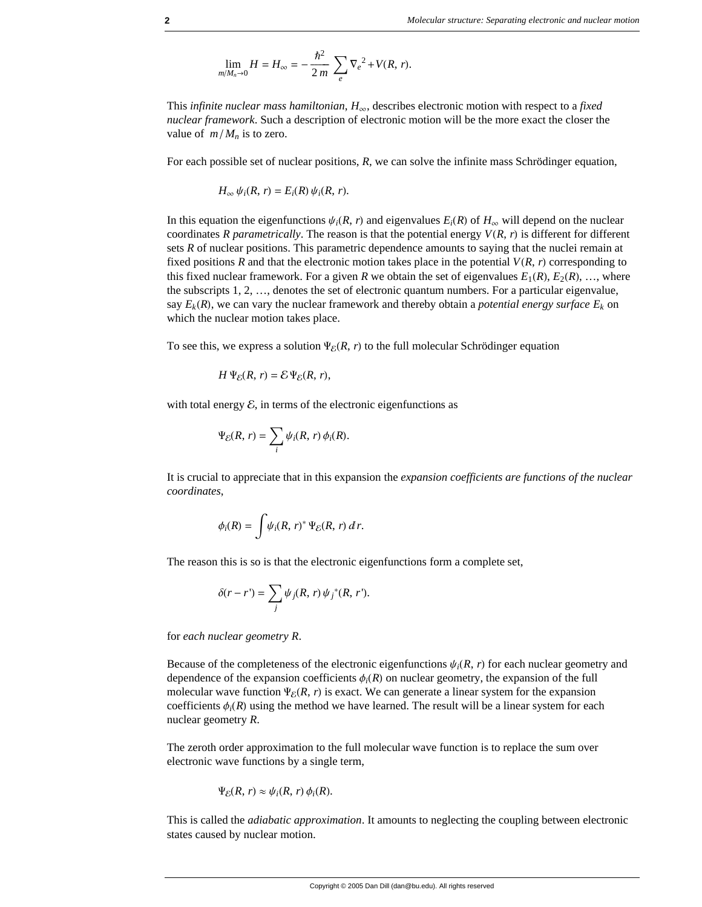$$\lim_{m/M_n \to 0} H = H_\infty = -\frac{\hbar^2}{2\,m} \sum_e \nabla_e{}^2 + V(R,\, r).$$

This *infinite nuclear mass hamiltonian*, $H_\infty$, describes electronic motion with respect to a *fixed nuclear framework*. Such a description of electronic motion will be the more exact the closer the value of $m/M_n$ is to zero.

For each possible set of nuclear positions, $R$, we can solve the infinite mass Schrödinger equation,

$$H_\infty\, \psi_i(R,\, r) = E_i(R)\, \psi_i(R,\, r).$$

In this equation the eigenfunctions $\psi_i(R, r)$ and eigenvalues $E_i(R)$ of $H_\infty$ will depend on the nuclear coordinates $R$ *parametrically*. The reason is that the potential energy $V(R, r)$ is different for different sets $R$ of nuclear positions. This parametric dependence amounts to saying that the nuclei remain at fixed positions $R$ and that the electronic motion takes place in the potential $V(R, r)$ corresponding to this fixed nuclear framework. For a given $R$ we obtain the set of eigenvalues $E_1(R)$, $E_2(R)$, …, where the subscripts 1, 2, …, denotes the set of electronic quantum numbers. For a particular eigenvalue, say $E_k(R)$, we can vary the nuclear framework and thereby obtain a *potential energy surface* $E_k$ on which the nuclear motion takes place.

To see this, we express a solution $\Psi_{\mathcal{E}}(R, r)$ to the full molecular Schrödinger equation

$$H\, \Psi_{\mathcal{E}}(R,\, r) = \mathcal{E}\, \Psi_{\mathcal{E}}(R,\, r),$$

with total energy $\mathcal{E}$, in terms of the electronic eigenfunctions as

$$\Psi_{\mathcal{E}}(R,\, r) = \sum_i \psi_i(R,\, r)\, \phi_i(R).$$

It is crucial to appreciate that in this expansion the *expansion coefficients are functions of the nuclear coordinates*,

$$\phi_i(R) = \int \psi_i(R,\, r)^*\, \Psi_{\mathcal{E}}(R,\, r)\, d r.$$

The reason this is so is that the electronic eigenfunctions form a complete set,

$$\delta(r - r') = \sum_j \psi_j(R,\, r)\, \psi_j{}^*(R,\, r').$$

for *each nuclear geometry R*.

Because of the completeness of the electronic eigenfunctions $\psi_i(R, r)$ for each nuclear geometry and dependence of the expansion coefficients $\phi_i(R)$ on nuclear geometry, the expansion of the full molecular wave function $\Psi_{\mathcal{E}}(R, r)$ is exact. We can generate a linear system for the expansion coefficients $\phi_i(R)$ using the method we have learned. The result will be a linear system for each nuclear geometry $R$.

The zeroth order approximation to the full molecular wave function is to replace the sum over electronic wave functions by a single term,

$$\Psi_{\mathcal{E}}(R,\, r) \approx \psi_i(R,\, r)\, \phi_i(R).$$

This is called the *adiabatic approximation*. It amounts to neglecting the coupling between electronic states caused by nuclear motion.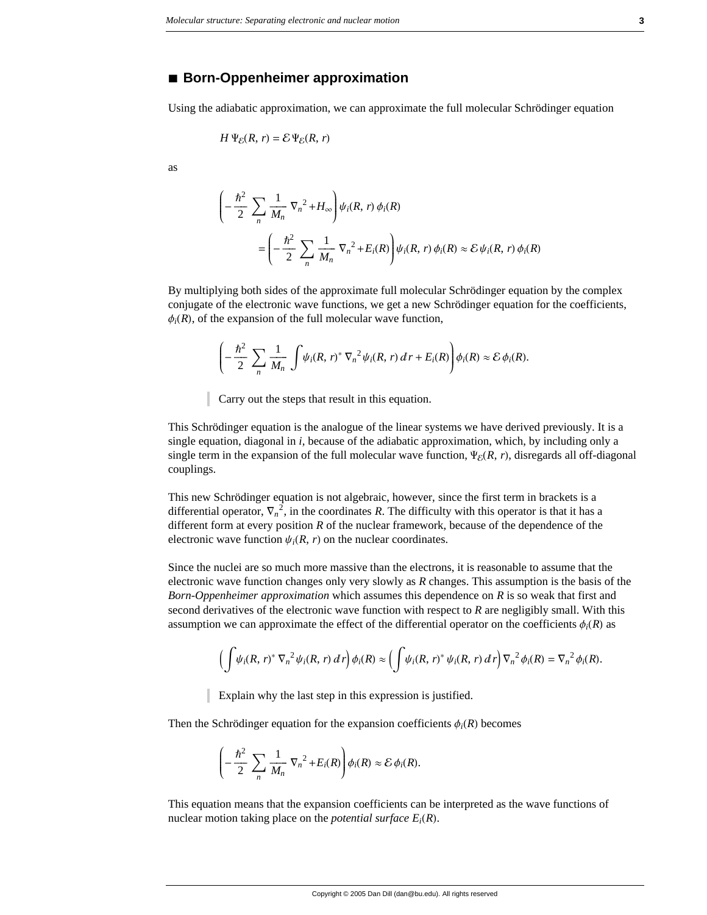## ■ Born-Oppenheimer approximation

Using the adiabatic approximation, we can approximate the full molecular Schrödinger equation

$$H\,\Psi_{\mathcal{E}}(R, r) = \mathcal{E}\,\Psi_{\mathcal{E}}(R, r)$$

as

$$\left(-\frac{\hbar^2}{2}\sum_n \frac{1}{M_n}\nabla_n^{\,2} + H_\infty\right)\psi_i(R, r)\,\phi_i(R)$$
$$= \left(-\frac{\hbar^2}{2}\sum_n \frac{1}{M_n}\nabla_n^{\,2} + E_i(R)\right)\psi_i(R, r)\,\phi_i(R) \approx \mathcal{E}\,\psi_i(R, r)\,\phi_i(R)$$

By multiplying both sides of the approximate full molecular Schrödinger equation by the complex conjugate of the electronic wave functions, we get a new Schrödinger equation for the coefficients, $\phi_i(R)$, of the expansion of the full molecular wave function,

$$\left(-\frac{\hbar^2}{2}\sum_n \frac{1}{M_n}\int \psi_i(R, r)^*\,\nabla_n^{\,2}\,\psi_i(R, r)\,dr + E_i(R)\right)\phi_i(R) \approx \mathcal{E}\,\phi_i(R).$$

> Carry out the steps that result in this equation.

This Schrödinger equation is the analogue of the linear systems we have derived previously. It is a single equation, diagonal in $i$, because of the adiabatic approximation, which, by including only a single term in the expansion of the full molecular wave function, $\Psi_{\mathcal{E}}(R, r)$, disregards all off-diagonal couplings.

This new Schrödinger equation is not algebraic, however, since the first term in brackets is a differential operator, $\nabla_n^{\,2}$, in the coordinates $R$. The difficulty with this operator is that it has a different form at every position $R$ of the nuclear framework, because of the dependence of the electronic wave function $\psi_i(R, r)$ on the nuclear coordinates.

Since the nuclei are so much more massive than the electrons, it is reasonable to assume that the electronic wave function changes only very slowly as $R$ changes. This assumption is the basis of the *Born-Oppenheimer approximation* which assumes this dependence on $R$ is so weak that first and second derivatives of the electronic wave function with respect to $R$ are negligibly small. With this assumption we can approximate the effect of the differential operator on the coefficients $\phi_i(R)$ as

$$\left(\int \psi_i(R, r)^*\,\nabla_n^{\,2}\,\psi_i(R, r)\,dr\right)\phi_i(R) \approx \left(\int \psi_i(R, r)^*\,\psi_i(R, r)\,dr\right)\nabla_n^{\,2}\,\phi_i(R) = \nabla_n^{\,2}\,\phi_i(R).$$

> Explain why the last step in this expression is justified.

Then the Schrödinger equation for the expansion coefficients $\phi_i(R)$ becomes

$$\left(-\frac{\hbar^2}{2}\sum_n \frac{1}{M_n}\nabla_n^{\,2} + E_i(R)\right)\phi_i(R) \approx \mathcal{E}\,\phi_i(R).$$

This equation means that the expansion coefficients can be interpreted as the wave functions of nuclear motion taking place on the *potential surface* $E_i(R)$.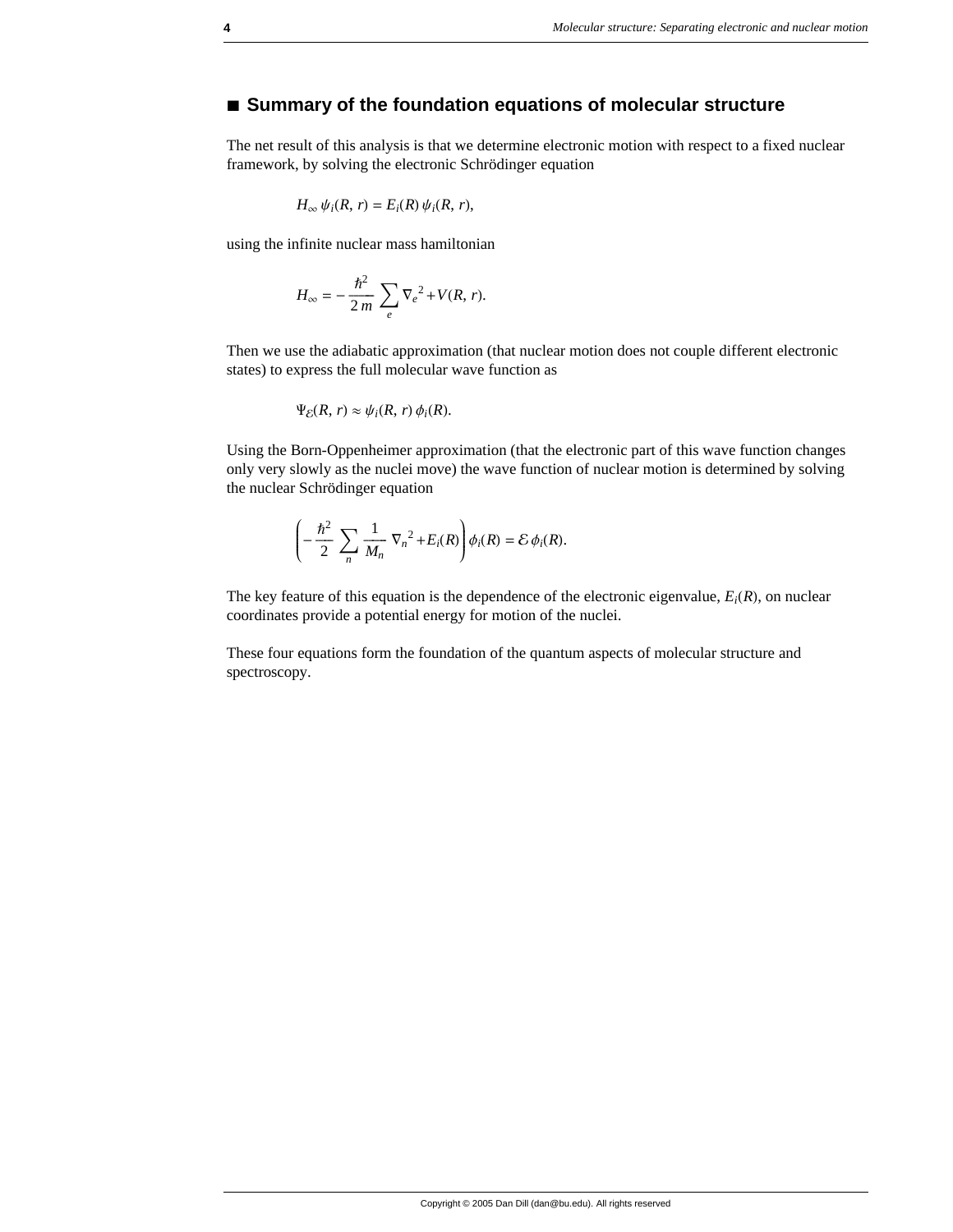## ■ Summary of the foundation equations of molecular structure

The net result of this analysis is that we determine electronic motion with respect to a fixed nuclear framework, by solving the electronic Schrödinger equation

$$H_\infty \, \psi_i(R, r) = E_i(R) \, \psi_i(R, r),$$

using the infinite nuclear mass hamiltonian

$$H_\infty = -\frac{\hbar^2}{2\,m} \sum_e \nabla_e{}^2 + V(R, r).$$

Then we use the adiabatic approximation (that nuclear motion does not couple different electronic states) to express the full molecular wave function as

$$\Psi_{\mathcal{E}}(R, r) \approx \psi_i(R, r) \, \phi_i(R).$$

Using the Born-Oppenheimer approximation (that the electronic part of this wave function changes only very slowly as the nuclei move) the wave function of nuclear motion is determined by solving the nuclear Schrödinger equation

$$\left( -\frac{\hbar^2}{2} \sum_n \frac{1}{M_n} \nabla_n{}^2 + E_i(R) \right) \phi_i(R) = \mathcal{E} \, \phi_i(R).$$

The key feature of this equation is the dependence of the electronic eigenvalue, $E_i(R)$, on nuclear coordinates provide a potential energy for motion of the nuclei.

These four equations form the foundation of the quantum aspects of molecular structure and spectroscopy.